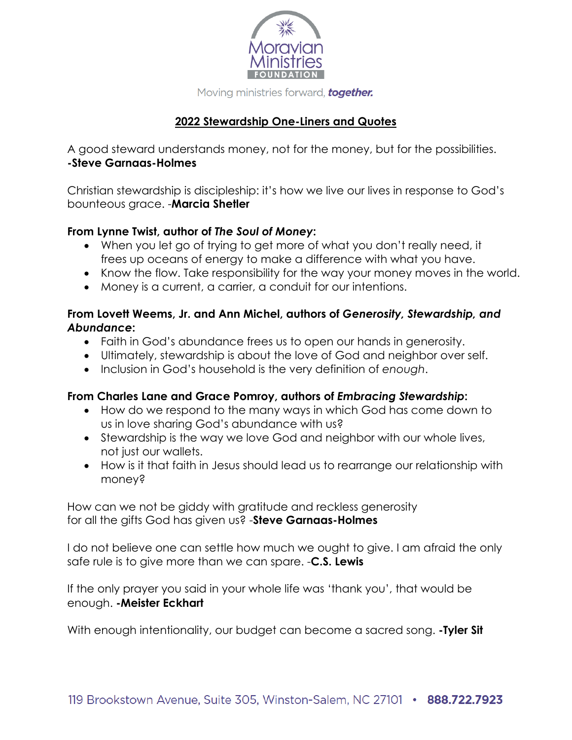Moravian Ministries FOUNDATION

Moving ministries forward, ***together.***

## 2022 Stewardship One-Liners and Quotes

A good steward understands money, not for the money, but for the possibilities. **-Steve Garnaas-Holmes**

Christian stewardship is discipleship: it's how we live our lives in response to God's bounteous grace. -**Marcia Shetler**

**From Lynne Twist, author of *The Soul of Money*:**

- When you let go of trying to get more of what you don't really need, it frees up oceans of energy to make a difference with what you have.
- Know the flow. Take responsibility for the way your money moves in the world.
- Money is a current, a carrier, a conduit for our intentions.

**From Lovett Weems, Jr. and Ann Michel, authors of *Generosity, Stewardship, and Abundance*:**

- Faith in God's abundance frees us to open our hands in generosity.
- Ultimately, stewardship is about the love of God and neighbor over self.
- Inclusion in God's household is the very definition of *enough*.

**From Charles Lane and Grace Pomroy, authors of *Embracing Stewardship*:**

- How do we respond to the many ways in which God has come down to us in love sharing God's abundance with us?
- Stewardship is the way we love God and neighbor with our whole lives, not just our wallets.
- How is it that faith in Jesus should lead us to rearrange our relationship with money?

How can we not be giddy with gratitude and reckless generosity for all the gifts God has given us? -**Steve Garnaas-Holmes**

I do not believe one can settle how much we ought to give. I am afraid the only safe rule is to give more than we can spare. -**C.S. Lewis**

If the only prayer you said in your whole life was 'thank you', that would be enough. **-Meister Eckhart**

With enough intentionality, our budget can become a sacred song. **-Tyler Sit**

119 Brookstown Avenue, Suite 305, Winston-Salem, NC 27101 • **888.722.7923**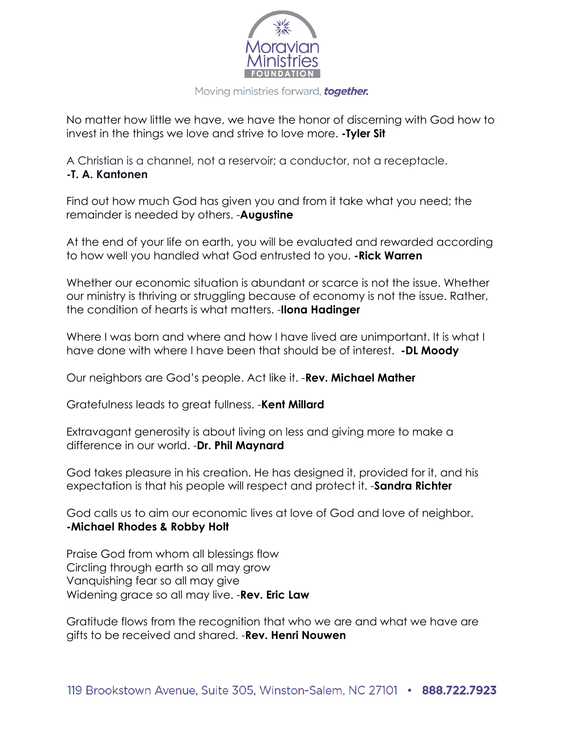Moving ministries forward, ***together.***

No matter how little we have, we have the honor of discerning with God how to invest in the things we love and strive to love more. **-Tyler Sit**

A Christian is a channel, not a reservoir; a conductor, not a receptacle.
**-T. A. Kantonen**

Find out how much God has given you and from it take what you need; the remainder is needed by others. -**Augustine**

At the end of your life on earth, you will be evaluated and rewarded according to how well you handled what God entrusted to you. **-Rick Warren**

Whether our economic situation is abundant or scarce is not the issue. Whether our ministry is thriving or struggling because of economy is not the issue. Rather, the condition of hearts is what matters. -**Ilona Hadinger**

Where I was born and where and how I have lived are unimportant. It is what I have done with where I have been that should be of interest. **-DL Moody**

Our neighbors are God's people. Act like it. -**Rev. Michael Mather**

Gratefulness leads to great fullness. -**Kent Millard**

Extravagant generosity is about living on less and giving more to make a difference in our world. -**Dr. Phil Maynard**

God takes pleasure in his creation. He has designed it, provided for it, and his expectation is that his people will respect and protect it. -**Sandra Richter**

God calls us to aim our economic lives at love of God and love of neighbor.
**-Michael Rhodes & Robby Holt**

Praise God from whom all blessings flow
Circling through earth so all may grow
Vanquishing fear so all may give
Widening grace so all may live. -**Rev. Eric Law**

Gratitude flows from the recognition that who we are and what we have are gifts to be received and shared. -**Rev. Henri Nouwen**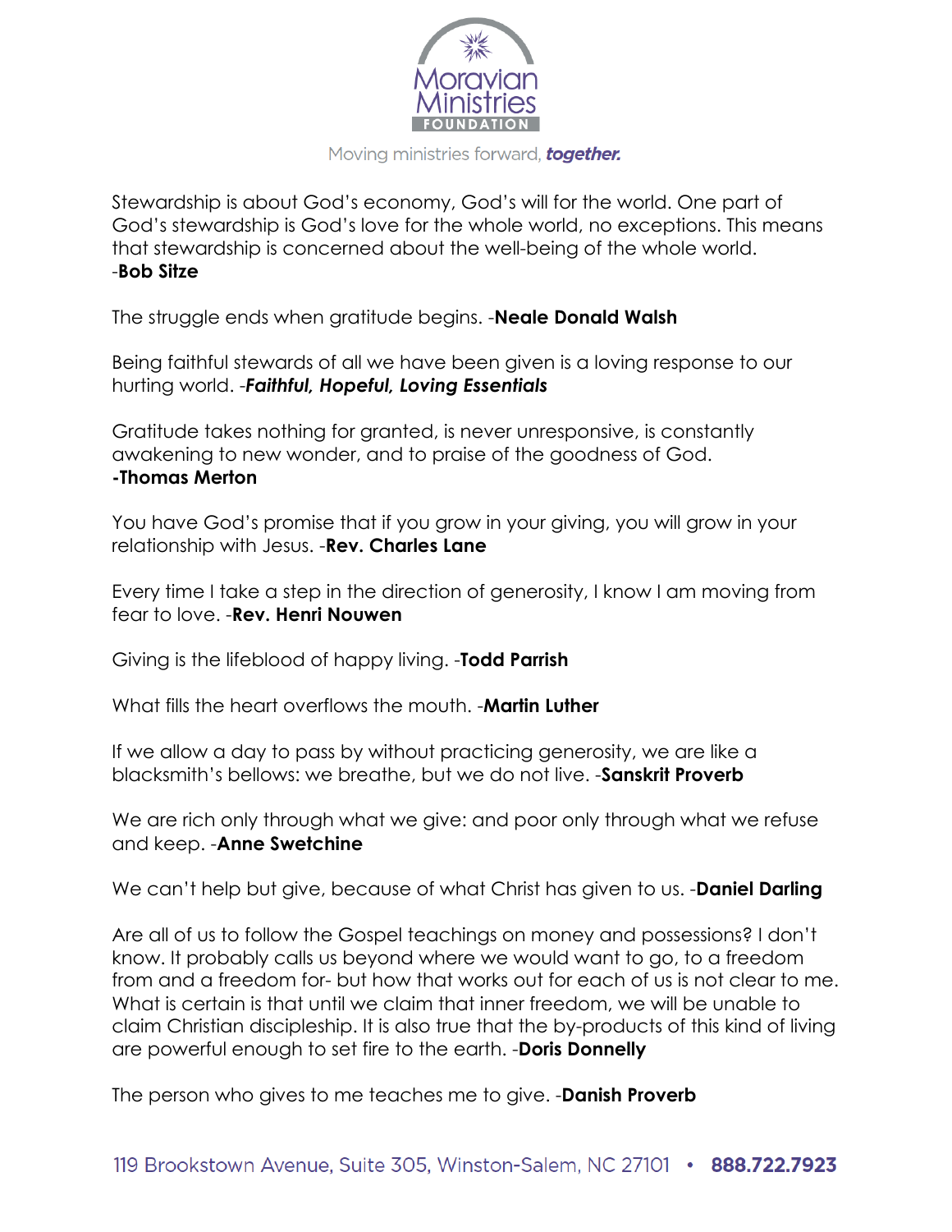Stewardship is about God's economy, God's will for the world. One part of God's stewardship is God's love for the whole world, no exceptions. This means that stewardship is concerned about the well-being of the whole world.
-**Bob Sitze**

The struggle ends when gratitude begins. -**Neale Donald Walsh**

Being faithful stewards of all we have been given is a loving response to our hurting world. -***Faithful, Hopeful, Loving Essentials***

Gratitude takes nothing for granted, is never unresponsive, is constantly awakening to new wonder, and to praise of the goodness of God.
**-Thomas Merton**

You have God's promise that if you grow in your giving, you will grow in your relationship with Jesus. -**Rev. Charles Lane**

Every time I take a step in the direction of generosity, I know I am moving from fear to love. -**Rev. Henri Nouwen**

Giving is the lifeblood of happy living. -**Todd Parrish**

What fills the heart overflows the mouth. -**Martin Luther**

If we allow a day to pass by without practicing generosity, we are like a blacksmith's bellows: we breathe, but we do not live. -**Sanskrit Proverb**

We are rich only through what we give: and poor only through what we refuse and keep. -**Anne Swetchine**

We can't help but give, because of what Christ has given to us. -**Daniel Darling**

Are all of us to follow the Gospel teachings on money and possessions? I don't know. It probably calls us beyond where we would want to go, to a freedom from and a freedom for- but how that works out for each of us is not clear to me. What is certain is that until we claim that inner freedom, we will be unable to claim Christian discipleship. It is also true that the by-products of this kind of living are powerful enough to set fire to the earth. -**Doris Donnelly**

The person who gives to me teaches me to give. -**Danish Proverb**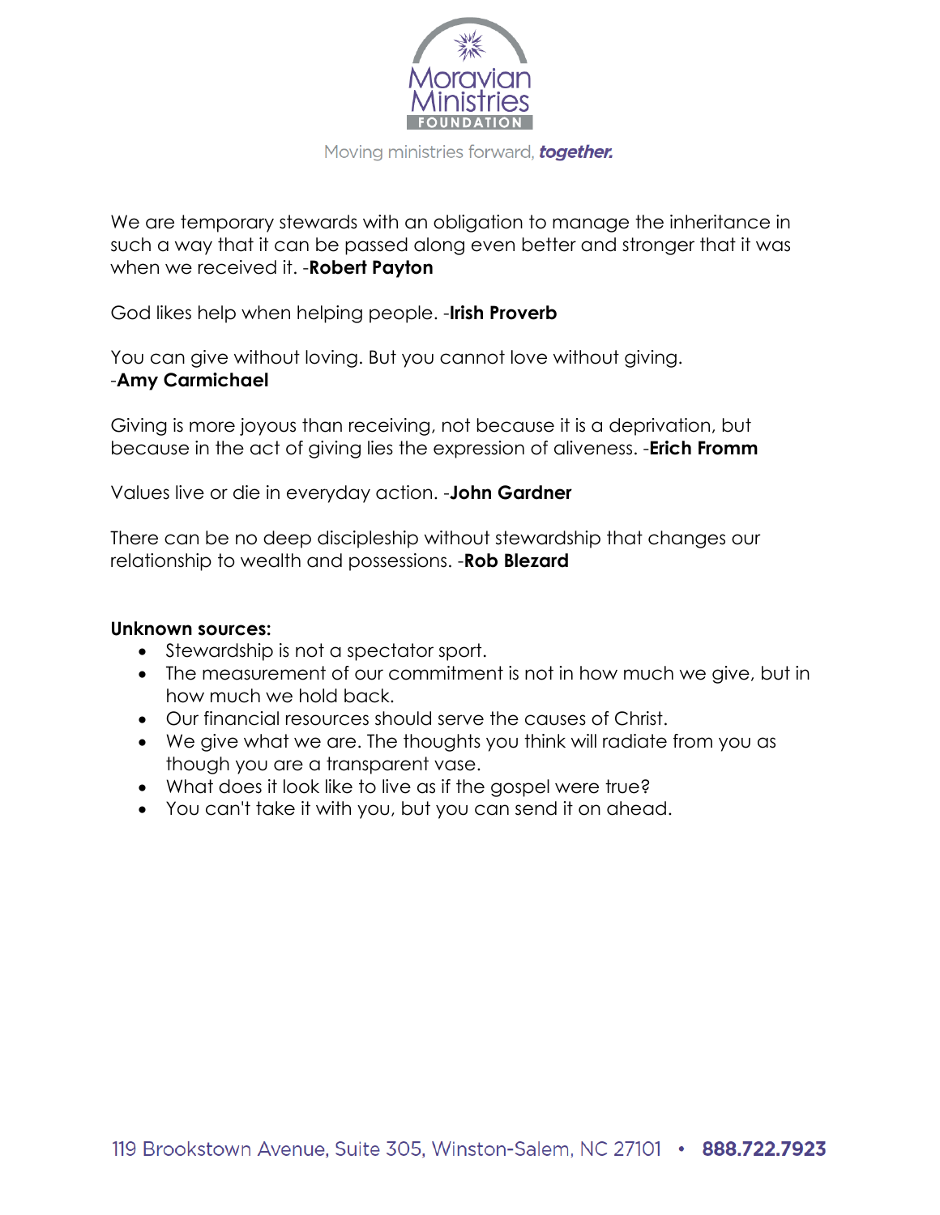We are temporary stewards with an obligation to manage the inheritance in such a way that it can be passed along even better and stronger that it was when we received it. -**Robert Payton**

God likes help when helping people. -**Irish Proverb**

You can give without loving. But you cannot love without giving. -**Amy Carmichael**

Giving is more joyous than receiving, not because it is a deprivation, but because in the act of giving lies the expression of aliveness. -**Erich Fromm**

Values live or die in everyday action. -**John Gardner**

There can be no deep discipleship without stewardship that changes our relationship to wealth and possessions. -**Rob Blezard**

**Unknown sources:**

- Stewardship is not a spectator sport.
- The measurement of our commitment is not in how much we give, but in how much we hold back.
- Our financial resources should serve the causes of Christ.
- We give what we are. The thoughts you think will radiate from you as though you are a transparent vase.
- What does it look like to live as if the gospel were true?
- You can't take it with you, but you can send it on ahead.